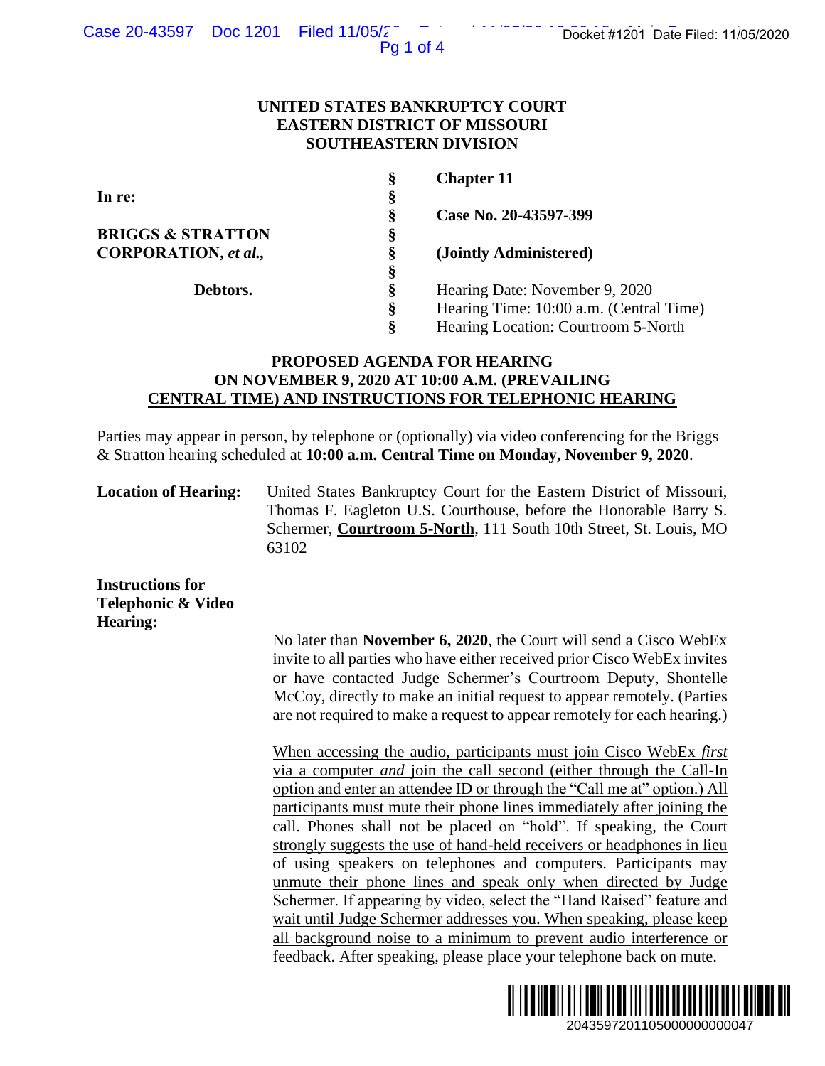**UNITED STATES BANKRUPTCY COURT**
**EASTERN DISTRICT OF MISSOURI**
**SOUTHEASTERN DIVISION**

| | | |
|---|---|---|
| | § | **Chapter 11** |
| **In re:** | § | |
| | § | **Case No. 20-43597-399** |
| **BRIGGS & STRATTON** | § | |
| **CORPORATION, *et al.*,** | § | **(Jointly Administered)** |
| | § | |
| **Debtors.** | § | Hearing Date: November 9, 2020 |
| | § | Hearing Time: 10:00 a.m. (Central Time) |
| | § | Hearing Location: Courtroom 5-North |

**PROPOSED AGENDA FOR HEARING ON NOVEMBER 9, 2020 AT 10:00 A.M. (PREVAILING CENTRAL TIME) AND INSTRUCTIONS FOR TELEPHONIC HEARING**

Parties may appear in person, by telephone or (optionally) via video conferencing for the Briggs & Stratton hearing scheduled at **10:00 a.m. Central Time on Monday, November 9, 2020**.

**Location of Hearing:** United States Bankruptcy Court for the Eastern District of Missouri, Thomas F. Eagleton U.S. Courthouse, before the Honorable Barry S. Schermer, **Courtroom 5-North**, 111 South 10th Street, St. Louis, MO 63102

**Instructions for Telephonic & Video Hearing:**

No later than **November 6, 2020**, the Court will send a Cisco WebEx invite to all parties who have either received prior Cisco WebEx invites or have contacted Judge Schermer's Courtroom Deputy, Shontelle McCoy, directly to make an initial request to appear remotely. (Parties are not required to make a request to appear remotely for each hearing.)

When accessing the audio, participants must join Cisco WebEx *first* via a computer *and* join the call second (either through the Call-In option and enter an attendee ID or through the "Call me at" option.) All participants must mute their phone lines immediately after joining the call. Phones shall not be placed on "hold". If speaking, the Court strongly suggests the use of hand-held receivers or headphones in lieu of using speakers on telephones and computers. Participants may unmute their phone lines and speak only when directed by Judge Schermer. If appearing by video, select the "Hand Raised" feature and wait until Judge Schermer addresses you. When speaking, please keep all background noise to a minimum to prevent audio interference or feedback. After speaking, please place your telephone back on mute.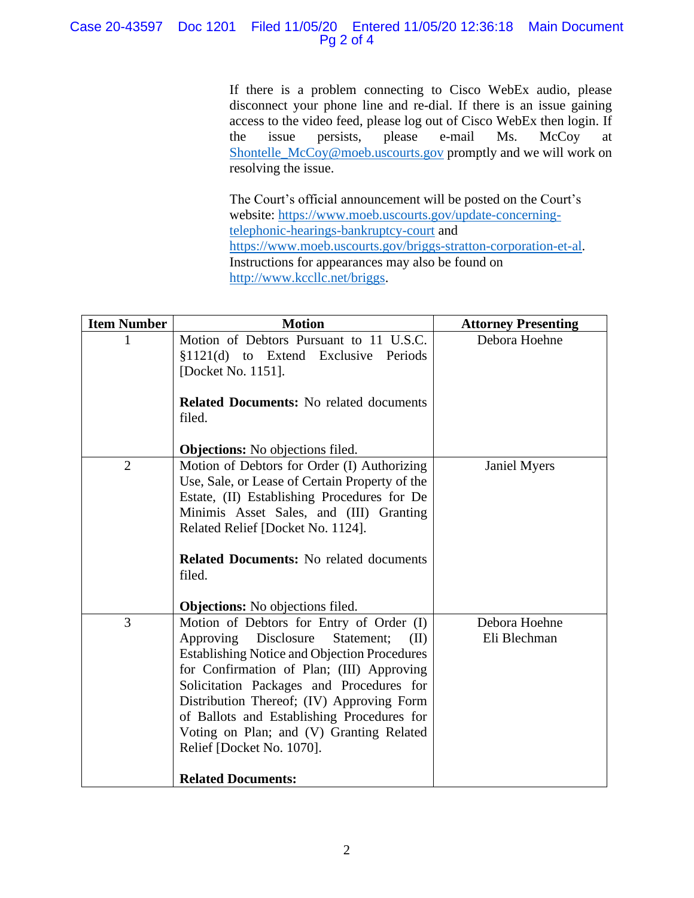If there is a problem connecting to Cisco WebEx audio, please disconnect your phone line and re-dial. If there is an issue gaining access to the video feed, please log out of Cisco WebEx then login. If the issue persists, please e-mail Ms. McCoy at Shontelle_McCoy@moeb.uscourts.gov promptly and we will work on resolving the issue.

The Court's official announcement will be posted on the Court's website: https://www.moeb.uscourts.gov/update-concerning-telephonic-hearings-bankruptcy-court and https://www.moeb.uscourts.gov/briggs-stratton-corporation-et-al. Instructions for appearances may also be found on http://www.kccllc.net/briggs.

| Item Number | Motion | Attorney Presenting |
|---|---|---|
| 1 | Motion of Debtors Pursuant to 11 U.S.C. §1121(d) to Extend Exclusive Periods [Docket No. 1151].<br><br>**Related Documents:** No related documents filed.<br><br>**Objections:** No objections filed. | Debora Hoehne |
| 2 | Motion of Debtors for Order (I) Authorizing Use, Sale, or Lease of Certain Property of the Estate, (II) Establishing Procedures for De Minimis Asset Sales, and (III) Granting Related Relief [Docket No. 1124].<br><br>**Related Documents:** No related documents filed.<br><br>**Objections:** No objections filed. | Janiel Myers |
| 3 | Motion of Debtors for Entry of Order (I) Approving Disclosure Statement; (II) Establishing Notice and Objection Procedures for Confirmation of Plan; (III) Approving Solicitation Packages and Procedures for Distribution Thereof; (IV) Approving Form of Ballots and Establishing Procedures for Voting on Plan; and (V) Granting Related Relief [Docket No. 1070].<br><br>**Related Documents:** | Debora Hoehne<br>Eli Blechman |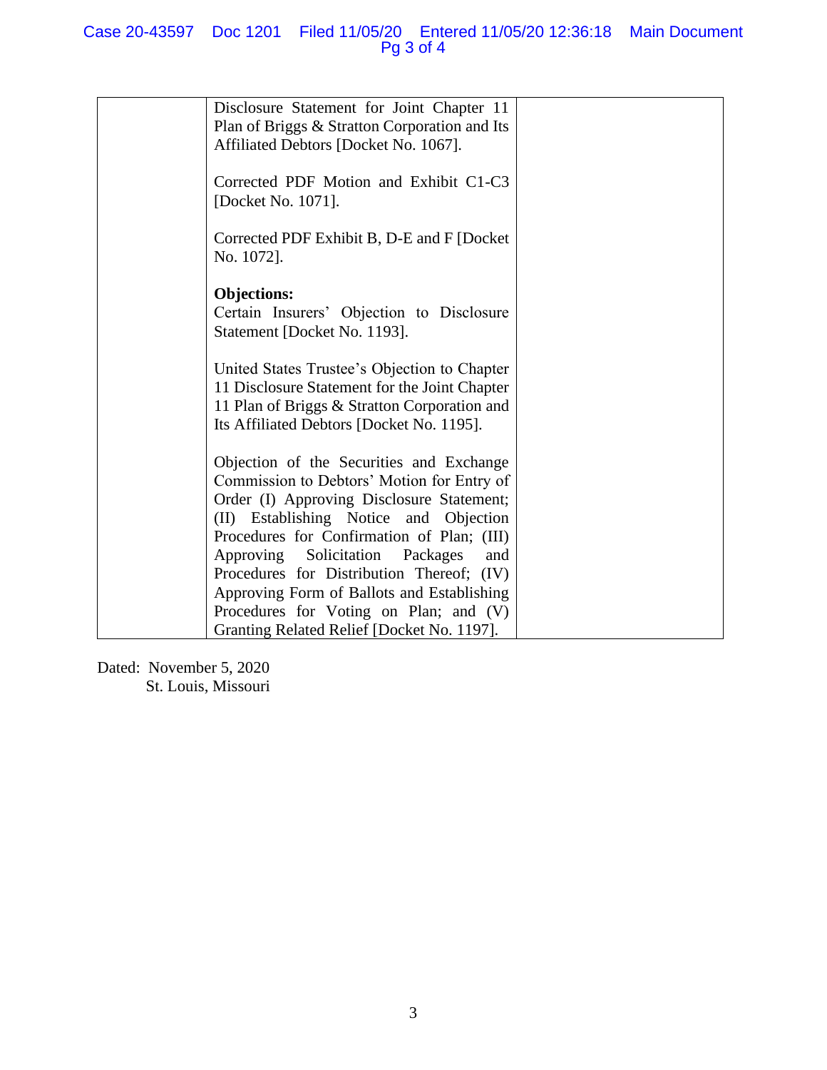| | Disclosure Statement for Joint Chapter 11 Plan of Briggs & Stratton Corporation and Its Affiliated Debtors [Docket No. 1067].<br><br>Corrected PDF Motion and Exhibit C1-C3 [Docket No. 1071].<br><br>Corrected PDF Exhibit B, D-E and F [Docket No. 1072].<br><br>**Objections:**<br>Certain Insurers' Objection to Disclosure Statement [Docket No. 1193].<br><br>United States Trustee's Objection to Chapter 11 Disclosure Statement for the Joint Chapter 11 Plan of Briggs & Stratton Corporation and Its Affiliated Debtors [Docket No. 1195].<br><br>Objection of the Securities and Exchange Commission to Debtors' Motion for Entry of Order (I) Approving Disclosure Statement; (II) Establishing Notice and Objection Procedures for Confirmation of Plan; (III) Approving Solicitation Packages and Procedures for Distribution Thereof; (IV) Approving Form of Ballots and Establishing Procedures for Voting on Plan; and (V) Granting Related Relief [Docket No. 1197]. | |
|---|---|---|

Dated: November 5, 2020
St. Louis, Missouri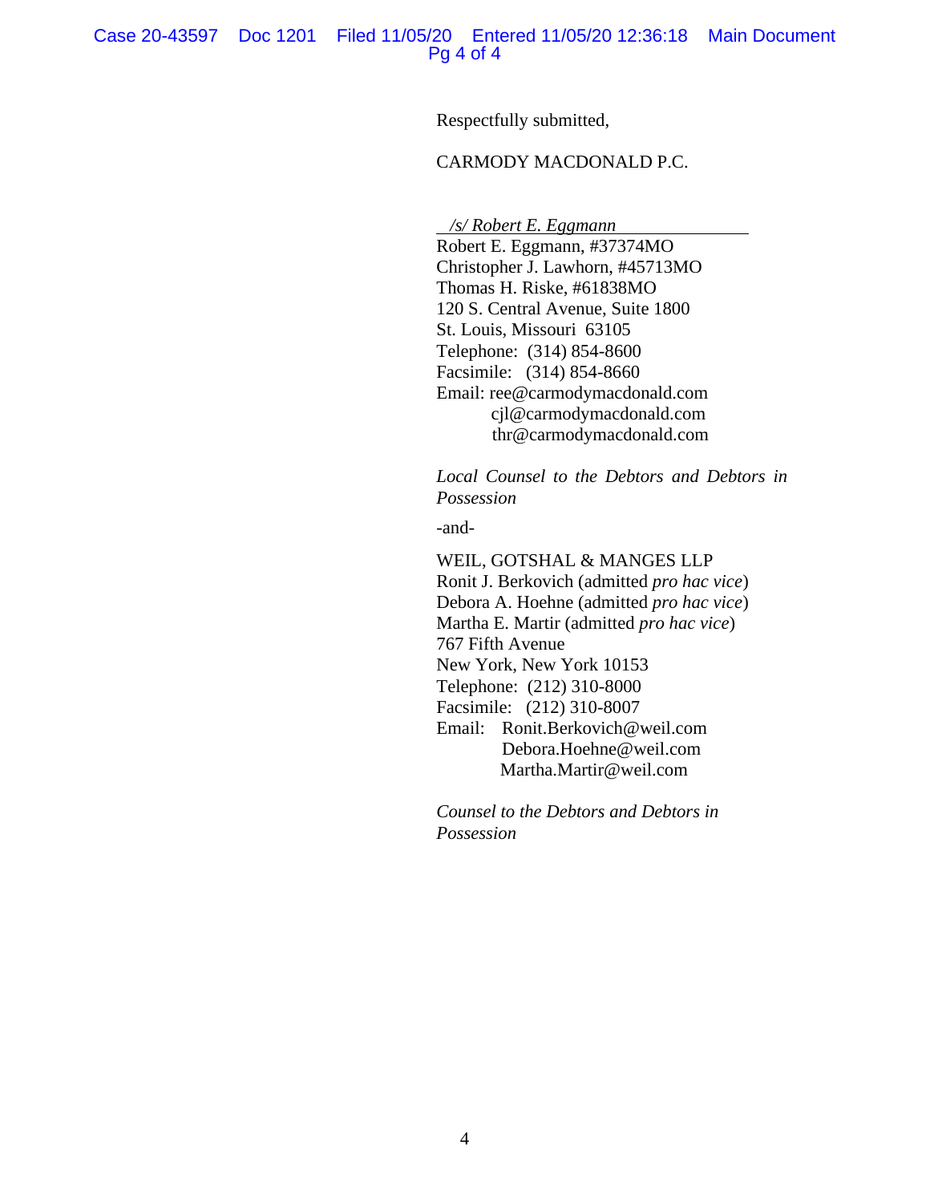Respectfully submitted,

CARMODY MACDONALD P.C.

*/s/ Robert E. Eggmann*

Robert E. Eggmann, #37374MO
Christopher J. Lawhorn, #45713MO
Thomas H. Riske, #61838MO
120 S. Central Avenue, Suite 1800
St. Louis, Missouri 63105
Telephone: (314) 854-8600
Facsimile: (314) 854-8660
Email: ree@carmodymacdonald.com
cjl@carmodymacdonald.com
thr@carmodymacdonald.com

*Local Counsel to the Debtors and Debtors in Possession*

-and-

WEIL, GOTSHAL & MANGES LLP
Ronit J. Berkovich (admitted *pro hac vice*)
Debora A. Hoehne (admitted *pro hac vice*)
Martha E. Martir (admitted *pro hac vice*)
767 Fifth Avenue
New York, New York 10153
Telephone: (212) 310-8000
Facsimile: (212) 310-8007
Email: Ronit.Berkovich@weil.com
Debora.Hoehne@weil.com
Martha.Martir@weil.com

*Counsel to the Debtors and Debtors in Possession*